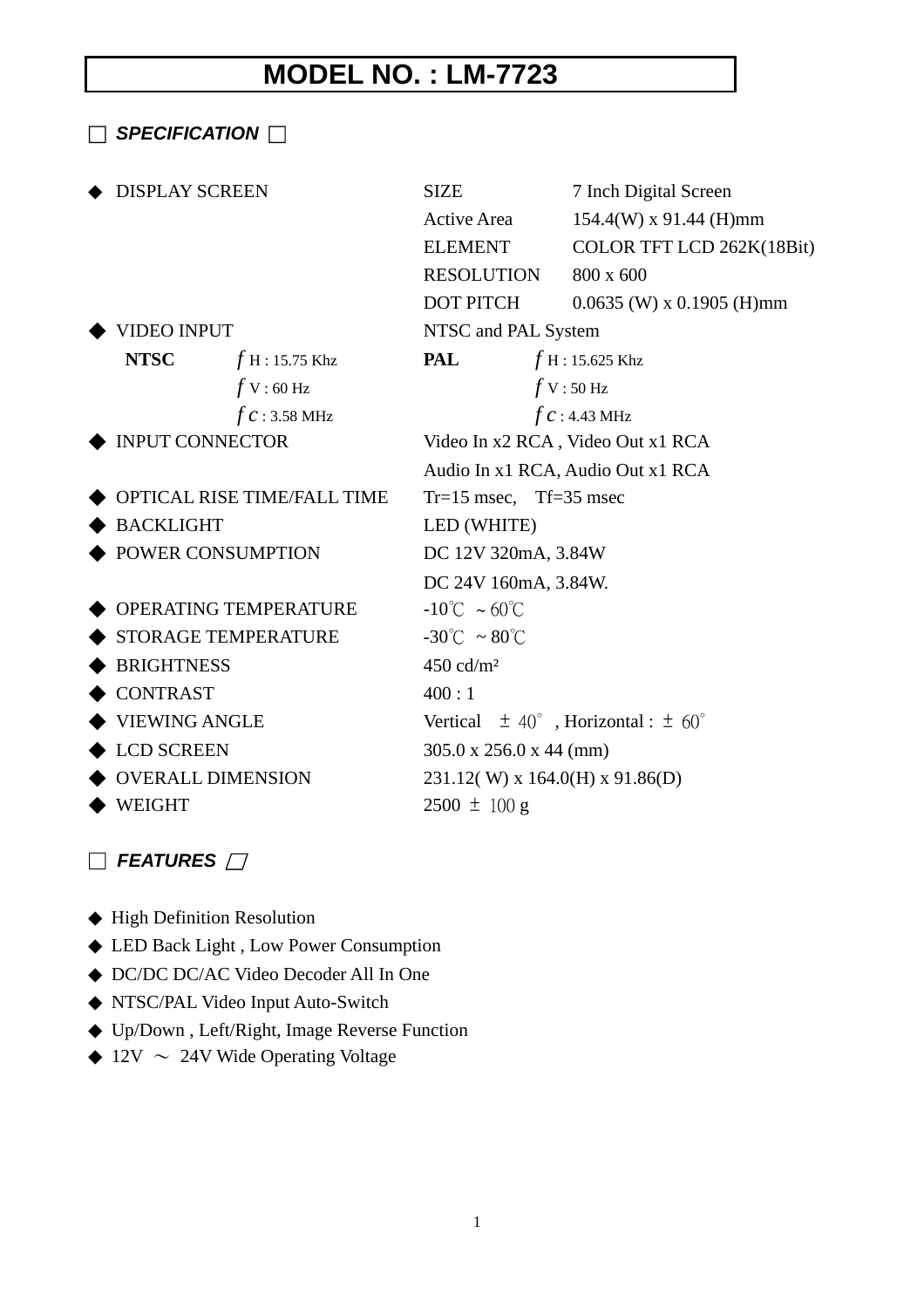# MODEL NO. : LM-7723

## □ *SPECIFICATION* □

| | | |
|---|---|---|
| ◆ DISPLAY SCREEN | SIZE | 7 Inch Digital Screen |
| | Active Area | 154.4(W) x 91.44 (H)mm |
| | ELEMENT | COLOR TFT LCD 262K(18Bit) |
| | RESOLUTION | 800 x 600 |
| | DOT PITCH | 0.0635 (W) x 0.1905 (H)mm |

◆ VIDEO INPUT — NTSC and PAL System

| NTSC | | PAL | |
|---|---|---|---|
| | $f$H : 15.75 Khz | | $f$H : 15.625 Khz |
| | $f$V : 60 Hz | | $f$V : 50 Hz |
| | $f$c : 3.58 MHz | | $f$c : 4.43 MHz |

| | |
|---|---|
| ◆ INPUT CONNECTOR | Video In x2 RCA , Video Out x1 RCA<br>Audio In x1 RCA, Audio Out x1 RCA |
| ◆ OPTICAL RISE TIME/FALL TIME | Tr=15 msec, Tf=35 msec |
| ◆ BACKLIGHT | LED (WHITE) |
| ◆ POWER CONSUMPTION | DC 12V 320mA, 3.84W<br>DC 24V 160mA, 3.84W. |
| ◆ OPERATING TEMPERATURE | -10℃ ~ 60℃ |
| ◆ STORAGE TEMPERATURE | -30℃ ~ 80℃ |
| ◆ BRIGHTNESS | 450 cd/m² |
| ◆ CONTRAST | 400 : 1 |
| ◆ VIEWING ANGLE | Vertical ±40° , Horizontal : ±60° |
| ◆ LCD SCREEN | 305.0 x 256.0 x 44 (mm) |
| ◆ OVERALL DIMENSION | 231.12( W) x 164.0(H) x 91.86(D) |
| ◆ WEIGHT | 2500 ±100 g |

## □ *FEATURES* □

- ◆ High Definition Resolution
- ◆ LED Back Light , Low Power Consumption
- ◆ DC/DC DC/AC Video Decoder All In One
- ◆ NTSC/PAL Video Input Auto-Switch
- ◆ Up/Down , Left/Right, Image Reverse Function
- ◆ 12V ～ 24V Wide Operating Voltage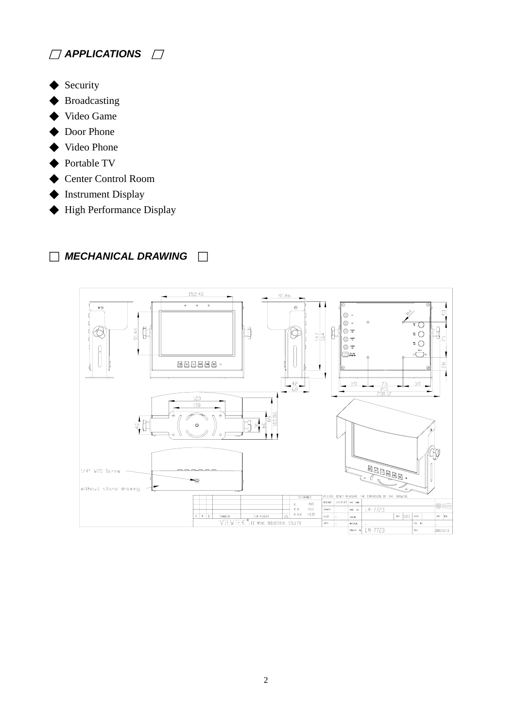## APPLICATIONS

- Security
- Broadcasting
- Video Game
- Door Phone
- Video Phone
- Portable TV
- Center Control Room
- Instrument Display
- High Performance Display

## MECHANICAL DRAWING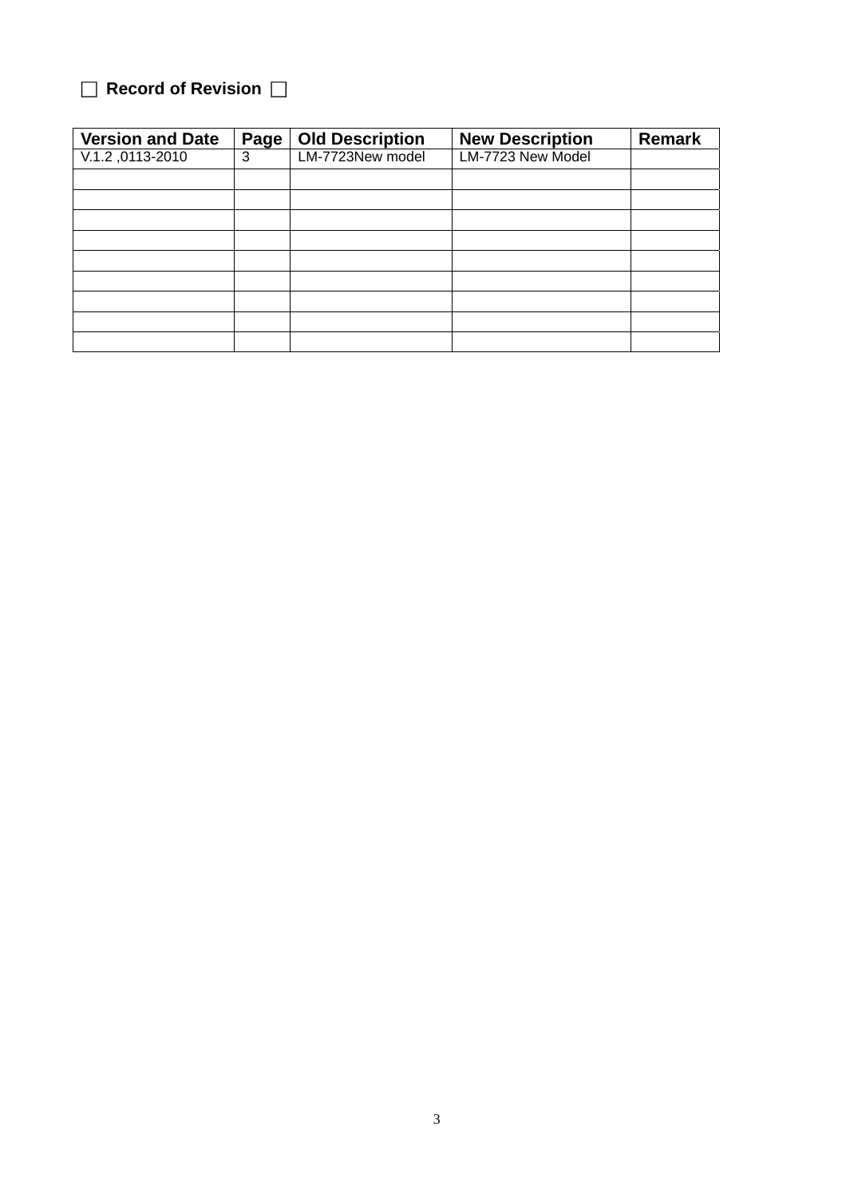## □ Record of Revision □

| Version and Date | Page | Old Description | New Description | Remark |
|---|---|---|---|---|
| V.1.2 ,0113-2010 | 3 | LM-7723New model | LM-7723 New Model | |
| | | | | |
| | | | | |
| | | | | |
| | | | | |
| | | | | |
| | | | | |
| | | | | |
| | | | | |
| | | | | |